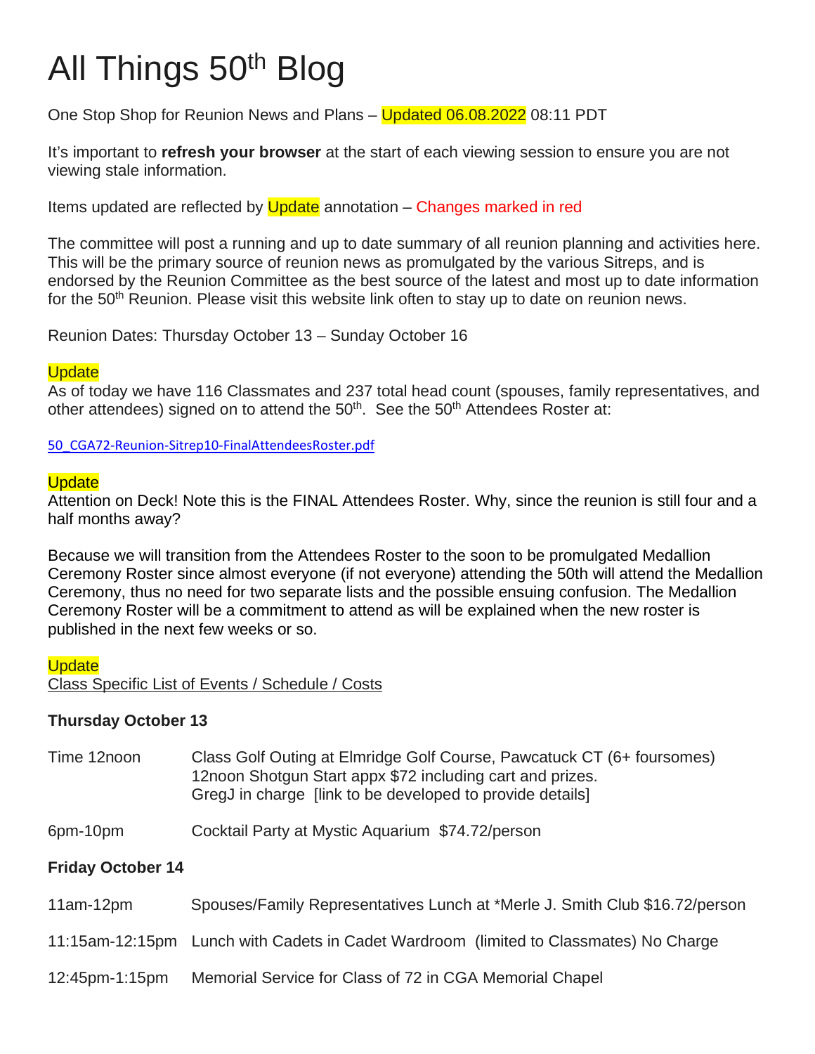# All Things 50th Blog

One Stop Shop for Reunion News and Plans – Updated 06.08.2022 08:11 PDT

It's important to **refresh your browser** at the start of each viewing session to ensure you are not viewing stale information.

Items updated are reflected by Update annotation – Changes marked in red

The committee will post a running and up to date summary of all reunion planning and activities here. This will be the primary source of reunion news as promulgated by the various Sitreps, and is endorsed by the Reunion Committee as the best source of the latest and most up to date information for the 50th Reunion. Please visit this website link often to stay up to date on reunion news.

Reunion Dates: Thursday October 13 – Sunday October 16

Update

As of today we have 116 Classmates and 237 total head count (spouses, family representatives, and other attendees) signed on to attend the 50th. See the 50th Attendees Roster at:

50_CGA72-Reunion-Sitrep10-FinalAttendeesRoster.pdf

Update

Attention on Deck! Note this is the FINAL Attendees Roster. Why, since the reunion is still four and a half months away?

Because we will transition from the Attendees Roster to the soon to be promulgated Medallion Ceremony Roster since almost everyone (if not everyone) attending the 50th will attend the Medallion Ceremony, thus no need for two separate lists and the possible ensuing confusion. The Medallion Ceremony Roster will be a commitment to attend as will be explained when the new roster is published in the next few weeks or so.

Update

Class Specific List of Events / Schedule / Costs

**Thursday October 13**

| | |
|---|---|
| Time 12noon | Class Golf Outing at Elmridge Golf Course, Pawcatuck CT (6+ foursomes) 12noon Shotgun Start appx $72 including cart and prizes. GregJ in charge [link to be developed to provide details] |
| 6pm-10pm | Cocktail Party at Mystic Aquarium $74.72/person |

**Friday October 14**

| | |
|---|---|
| 11am-12pm | Spouses/Family Representatives Lunch at *Merle J. Smith Club $16.72/person |
| 11:15am-12:15pm | Lunch with Cadets in Cadet Wardroom (limited to Classmates) No Charge |
| 12:45pm-1:15pm | Memorial Service for Class of 72 in CGA Memorial Chapel |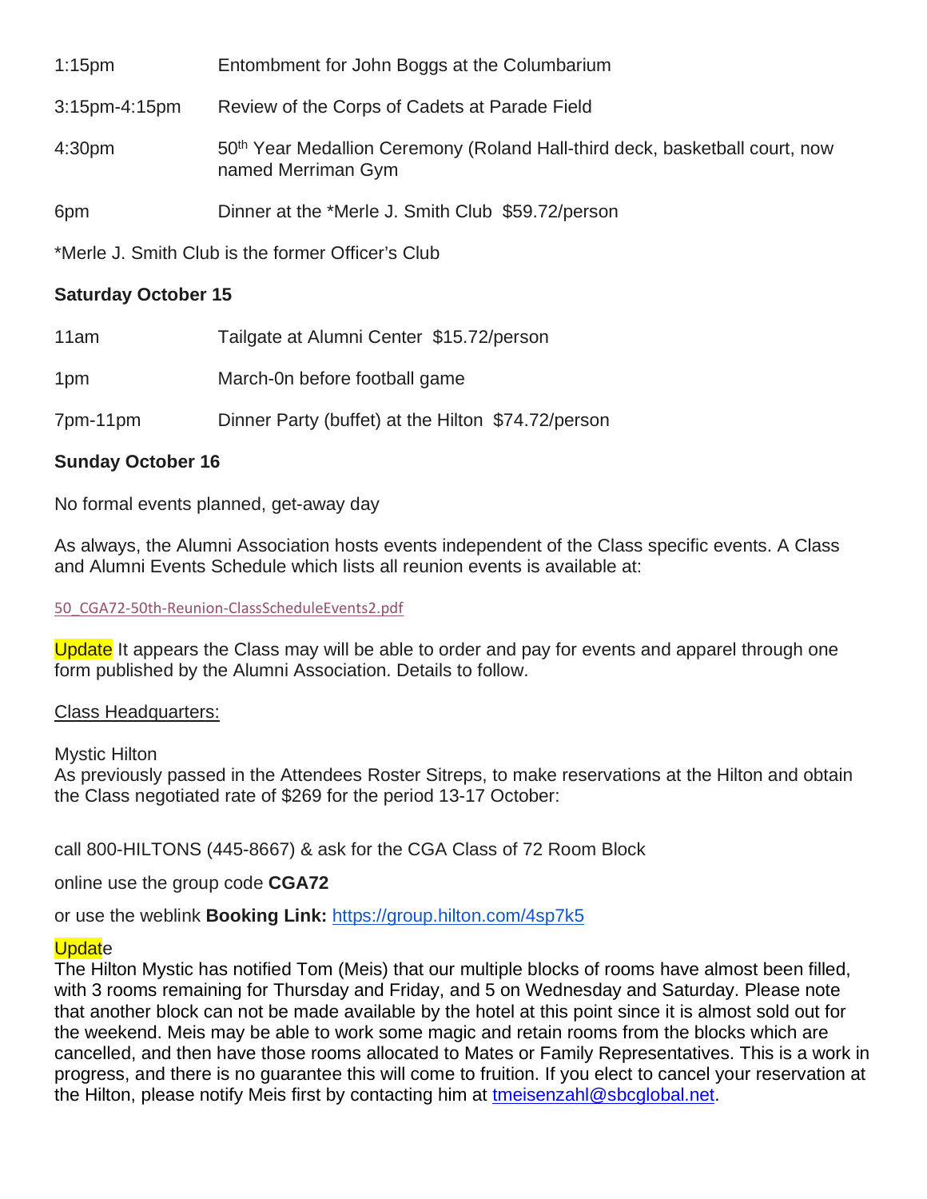| | |
|---|---|
| 1:15pm | Entombment for John Boggs at the Columbarium |
| 3:15pm-4:15pm | Review of the Corps of Cadets at Parade Field |
| 4:30pm | 50th Year Medallion Ceremony (Roland Hall-third deck, basketball court, now named Merriman Gym |
| 6pm | Dinner at the *Merle J. Smith Club $59.72/person |

*Merle J. Smith Club is the former Officer's Club

**Saturday October 15**

| | |
|---|---|
| 11am | Tailgate at Alumni Center $15.72/person |
| 1pm | March-0n before football game |
| 7pm-11pm | Dinner Party (buffet) at the Hilton $74.72/person |

**Sunday October 16**

No formal events planned, get-away day

As always, the Alumni Association hosts events independent of the Class specific events. A Class and Alumni Events Schedule which lists all reunion events is available at:

50_CGA72-50th-Reunion-ClassScheduleEvents2.pdf

Update It appears the Class may will be able to order and pay for events and apparel through one form published by the Alumni Association. Details to follow.

Class Headquarters:

Mystic Hilton
As previously passed in the Attendees Roster Sitreps, to make reservations at the Hilton and obtain the Class negotiated rate of $269 for the period 13-17 October:

call 800-HILTONS (445-8667) & ask for the CGA Class of 72 Room Block

online use the group code **CGA72**

or use the weblink **Booking Link:** https://group.hilton.com/4sp7k5

Update
The Hilton Mystic has notified Tom (Meis) that our multiple blocks of rooms have almost been filled, with 3 rooms remaining for Thursday and Friday, and 5 on Wednesday and Saturday. Please note that another block can not be made available by the hotel at this point since it is almost sold out for the weekend. Meis may be able to work some magic and retain rooms from the blocks which are cancelled, and then have those rooms allocated to Mates or Family Representatives. This is a work in progress, and there is no guarantee this will come to fruition. If you elect to cancel your reservation at the Hilton, please notify Meis first by contacting him at tmeisenzahl@sbcglobal.net.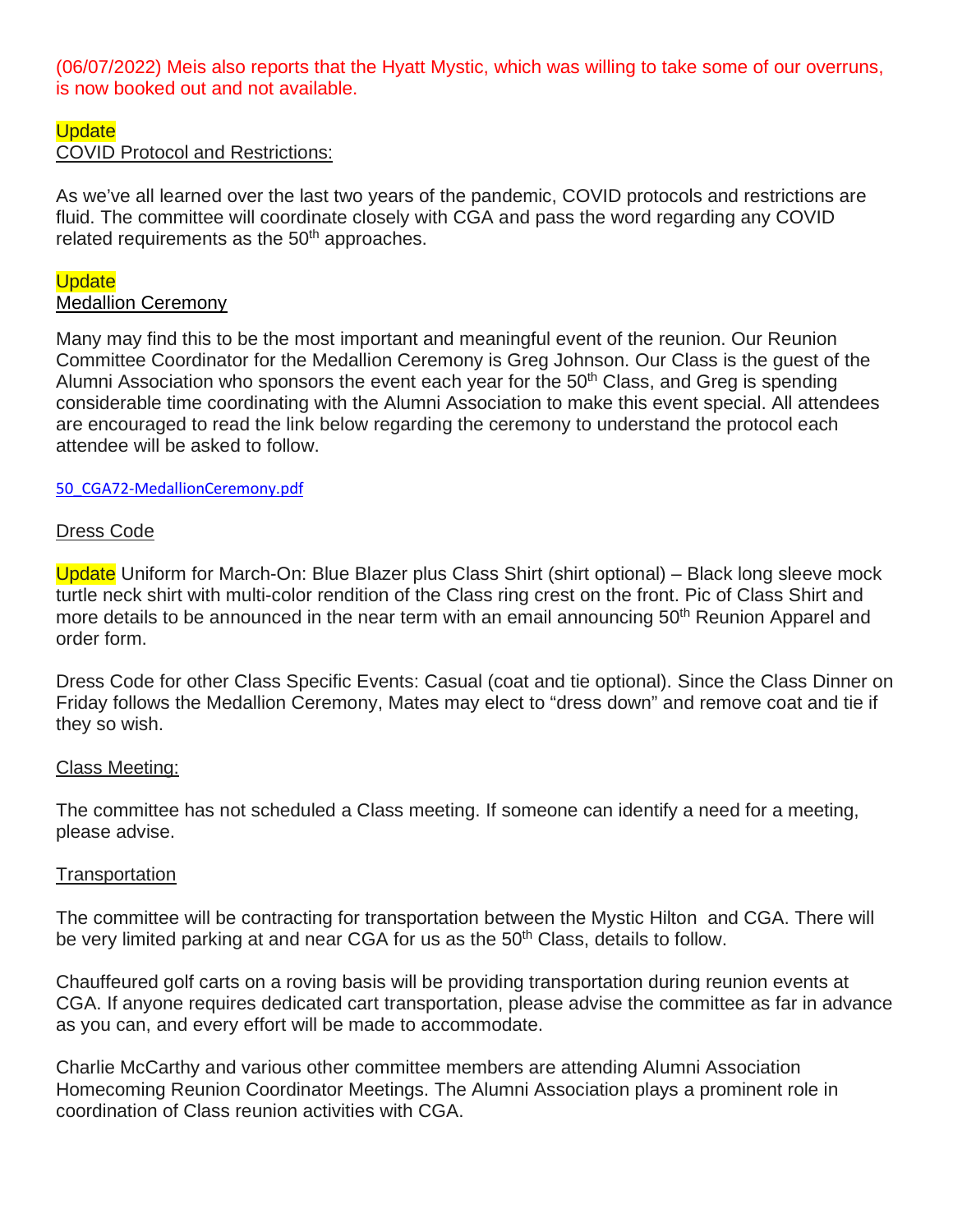(06/07/2022) Meis also reports that the Hyatt Mystic, which was willing to take some of our overruns, is now booked out and not available.

Update

COVID Protocol and Restrictions:

As we've all learned over the last two years of the pandemic, COVID protocols and restrictions are fluid. The committee will coordinate closely with CGA and pass the word regarding any COVID related requirements as the 50th approaches.

Update

Medallion Ceremony

Many may find this to be the most important and meaningful event of the reunion. Our Reunion Committee Coordinator for the Medallion Ceremony is Greg Johnson. Our Class is the guest of the Alumni Association who sponsors the event each year for the 50th Class, and Greg is spending considerable time coordinating with the Alumni Association to make this event special. All attendees are encouraged to read the link below regarding the ceremony to understand the protocol each attendee will be asked to follow.

50_CGA72-MedallionCeremony.pdf

Dress Code

Update Uniform for March-On: Blue Blazer plus Class Shirt (shirt optional) – Black long sleeve mock turtle neck shirt with multi-color rendition of the Class ring crest on the front. Pic of Class Shirt and more details to be announced in the near term with an email announcing 50th Reunion Apparel and order form.

Dress Code for other Class Specific Events: Casual (coat and tie optional). Since the Class Dinner on Friday follows the Medallion Ceremony, Mates may elect to "dress down" and remove coat and tie if they so wish.

Class Meeting:

The committee has not scheduled a Class meeting. If someone can identify a need for a meeting, please advise.

Transportation

The committee will be contracting for transportation between the Mystic Hilton and CGA. There will be very limited parking at and near CGA for us as the 50th Class, details to follow.

Chauffeured golf carts on a roving basis will be providing transportation during reunion events at CGA. If anyone requires dedicated cart transportation, please advise the committee as far in advance as you can, and every effort will be made to accommodate.

Charlie McCarthy and various other committee members are attending Alumni Association Homecoming Reunion Coordinator Meetings. The Alumni Association plays a prominent role in coordination of Class reunion activities with CGA.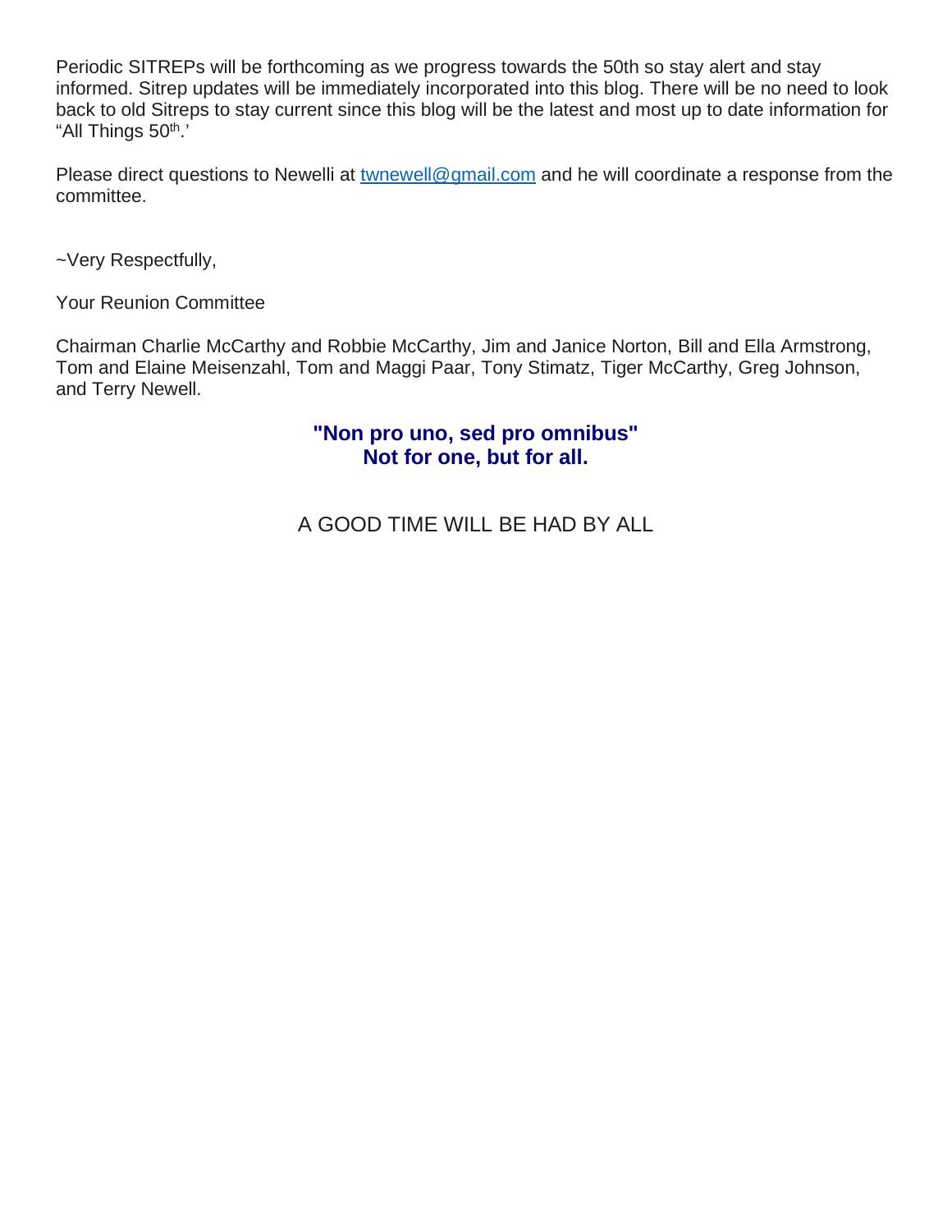Periodic SITREPs will be forthcoming as we progress towards the 50th so stay alert and stay informed. Sitrep updates will be immediately incorporated into this blog. There will be no need to look back to old Sitreps to stay current since this blog will be the latest and most up to date information for "All Things 50th.'

Please direct questions to Newelli at twnewell@gmail.com and he will coordinate a response from the committee.

~Very Respectfully,

Your Reunion Committee

Chairman Charlie McCarthy and Robbie McCarthy, Jim and Janice Norton, Bill and Ella Armstrong, Tom and Elaine Meisenzahl, Tom and Maggi Paar, Tony Stimatz, Tiger McCarthy, Greg Johnson, and Terry Newell.

**"Non pro uno, sed pro omnibus"**
**Not for one, but for all.**

A GOOD TIME WILL BE HAD BY ALL